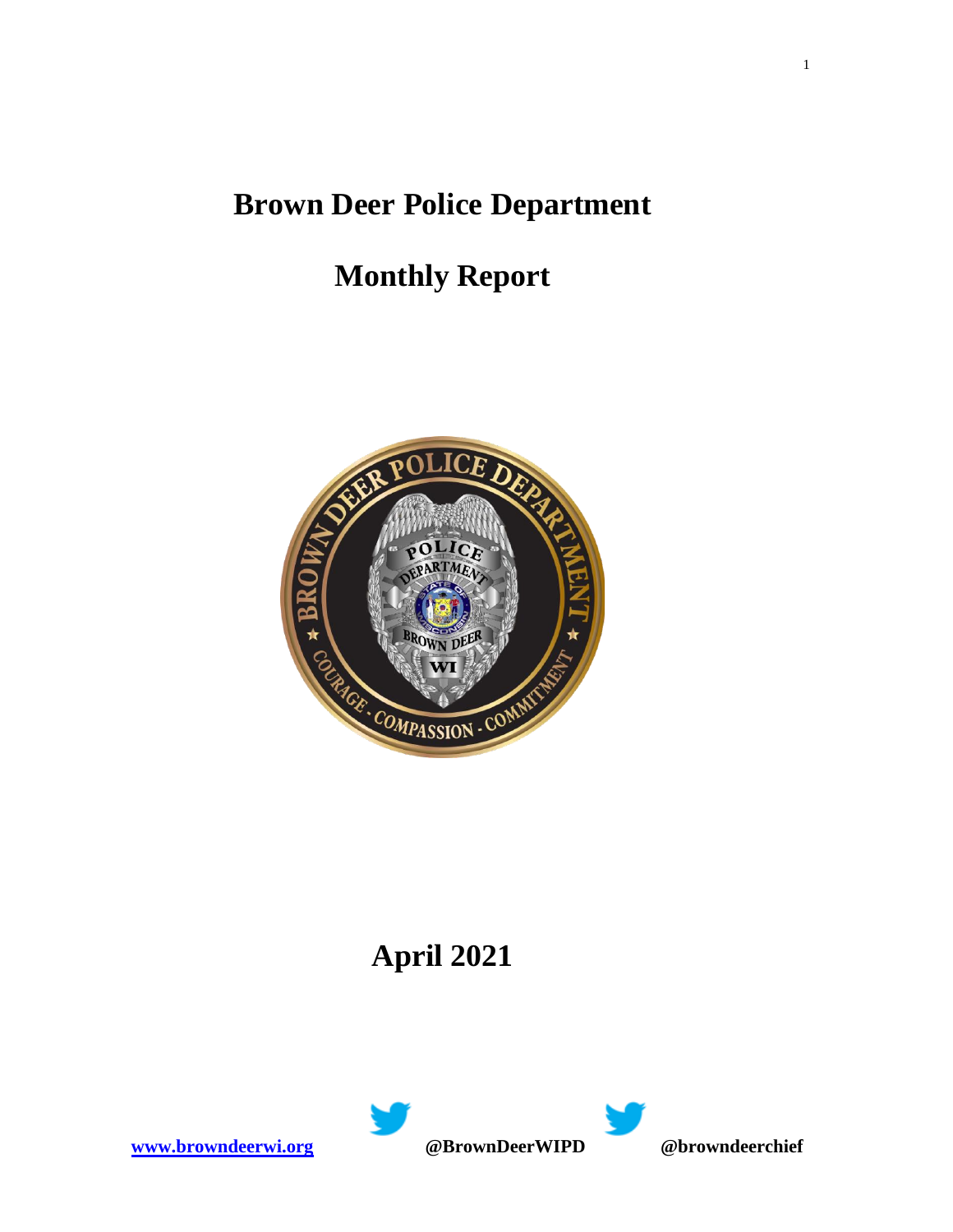# Brown Deer Police Department

# Monthly Report

# April 2021

[www.browndeerwi.org](http://www.browndeerwi.org) @BrownDeerWIPD @browndeerchief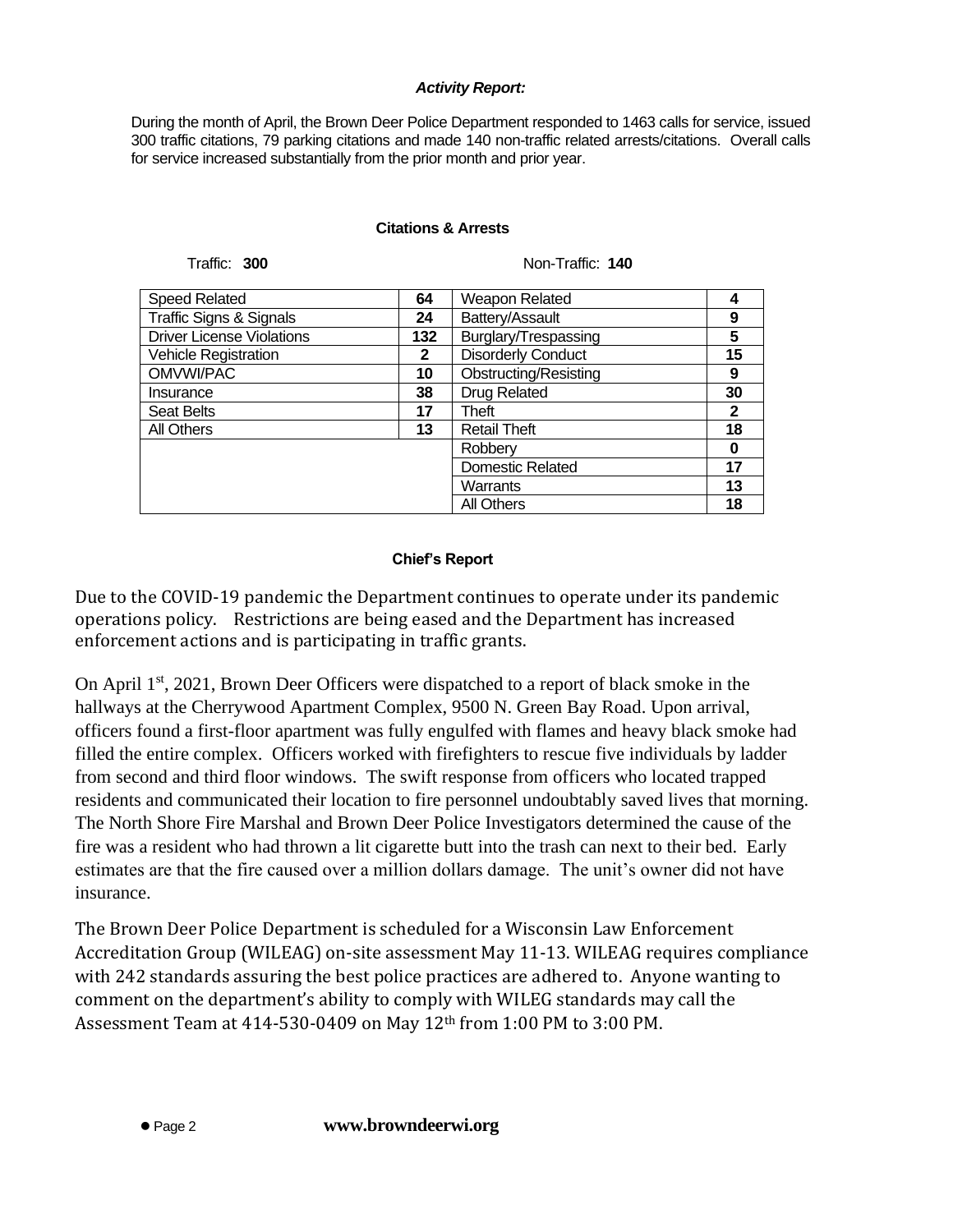### *Activity Report:*

During the month of April, the Brown Deer Police Department responded to 1463 calls for service, issued 300 traffic citations, 79 parking citations and made 140 non-traffic related arrests/citations. Overall calls for service increased substantially from the prior month and prior year.

#### Citations & Arrests

Traffic: **300** Non-Traffic: **140**

| Traffic | | Non-Traffic | |
|---|---|---|---|
| Speed Related | **64** | Weapon Related | **4** |
| Traffic Signs & Signals | **24** | Battery/Assault | **9** |
| Driver License Violations | **132** | Burglary/Trespassing | **5** |
| Vehicle Registration | **2** | Disorderly Conduct | **15** |
| OMVWI/PAC | **10** | Obstructing/Resisting | **9** |
| Insurance | **38** | Drug Related | **30** |
| Seat Belts | **17** | Theft | **2** |
| All Others | **13** | Retail Theft | **18** |
| | | Robbery | **0** |
| | | Domestic Related | **17** |
| | | Warrants | **13** |
| | | All Others | **18** |

#### Chief's Report

Due to the COVID-19 pandemic the Department continues to operate under its pandemic operations policy. Restrictions are being eased and the Department has increased enforcement actions and is participating in traffic grants.

On April 1st, 2021, Brown Deer Officers were dispatched to a report of black smoke in the hallways at the Cherrywood Apartment Complex, 9500 N. Green Bay Road. Upon arrival, officers found a first-floor apartment was fully engulfed with flames and heavy black smoke had filled the entire complex. Officers worked with firefighters to rescue five individuals by ladder from second and third floor windows. The swift response from officers who located trapped residents and communicated their location to fire personnel undoubtably saved lives that morning. The North Shore Fire Marshal and Brown Deer Police Investigators determined the cause of the fire was a resident who had thrown a lit cigarette butt into the trash can next to their bed. Early estimates are that the fire caused over a million dollars damage. The unit's owner did not have insurance.

The Brown Deer Police Department is scheduled for a Wisconsin Law Enforcement Accreditation Group (WILEAG) on-site assessment May 11-13. WILEAG requires compliance with 242 standards assuring the best police practices are adhered to. Anyone wanting to comment on the department's ability to comply with WILEG standards may call the Assessment Team at 414-530-0409 on May 12th from 1:00 PM to 3:00 PM.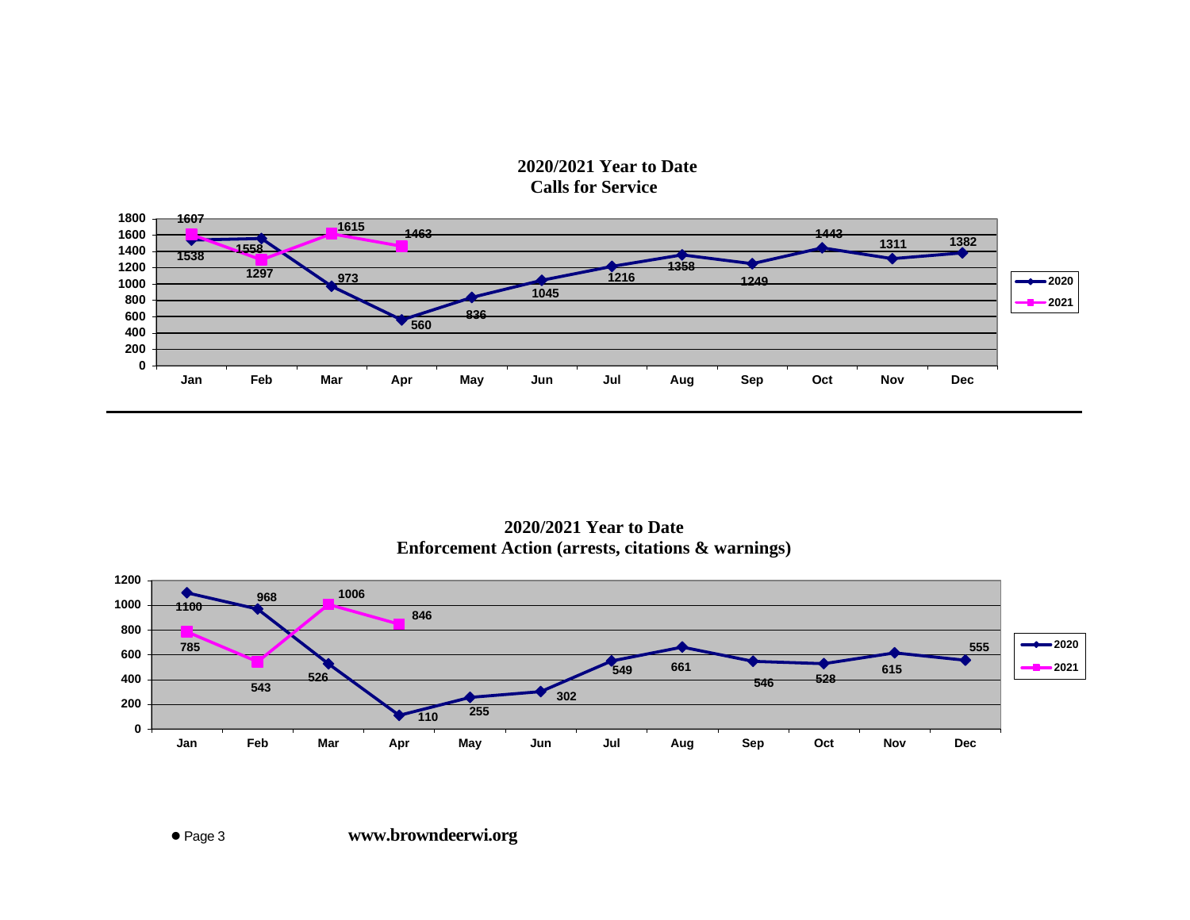## 2020/2021 Year to Date
## Calls for Service

| | Jan | Feb | Mar | Apr | May | Jun | Jul | Aug | Sep | Oct | Nov | Dec |
|---|---|---|---|---|---|---|---|---|---|---|---|---|
| 2020 | 1538 | 1558 | 973 | 560 | 836 | 1045 | 1216 | 1358 | 1249 | 1443 | 1311 | 1382 |
| 2021 | 1607 | 1297 | 1615 | 1463 | | | | | | | | |

## 2020/2021 Year to Date
## Enforcement Action (arrests, citations & warnings)

| | Jan | Feb | Mar | Apr | May | Jun | Jul | Aug | Sep | Oct | Nov | Dec |
|---|---|---|---|---|---|---|---|---|---|---|---|---|
| 2020 | 1100 | 968 | 526 | 110 | 255 | 302 | 549 | 661 | 546 | 528 | 615 | 555 |
| 2021 | 785 | 543 | 1006 | 846 | | | | | | | | |

www.browndeerwi.org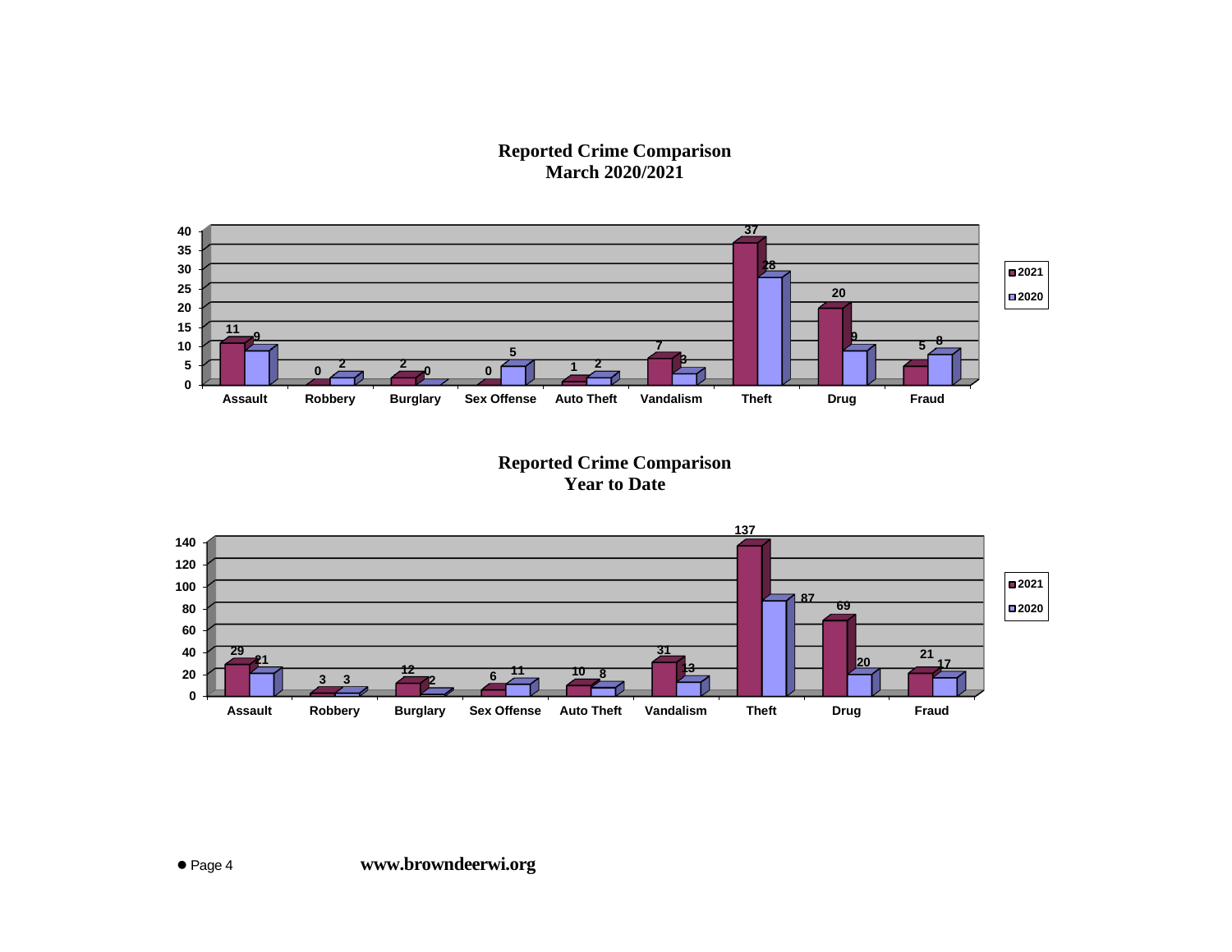## Reported Crime Comparison
## March 2020/2021

| | Assault | Robbery | Burglary | Sex Offense | Auto Theft | Vandalism | Theft | Drug | Fraud |
|---|---|---|---|---|---|---|---|---|---|
| 2021 | 11 | 0 | 2 | 0 | 1 | 7 | 37 | 20 | 5 |
| 2020 | 9 | 2 | 0 | 5 | 2 | 3 | 28 | 9 | 8 |

## Reported Crime Comparison
## Year to Date

| | Assault | Robbery | Burglary | Sex Offense | Auto Theft | Vandalism | Theft | Drug | Fraud |
|---|---|---|---|---|---|---|---|---|---|
| 2021 | 29 | 3 | 12 | 6 | 10 | 31 | 137 | 69 | 21 |
| 2020 | 21 | 3 | 2 | 11 | 8 | 13 | 87 | 20 | 17 |

www.browndeerwi.org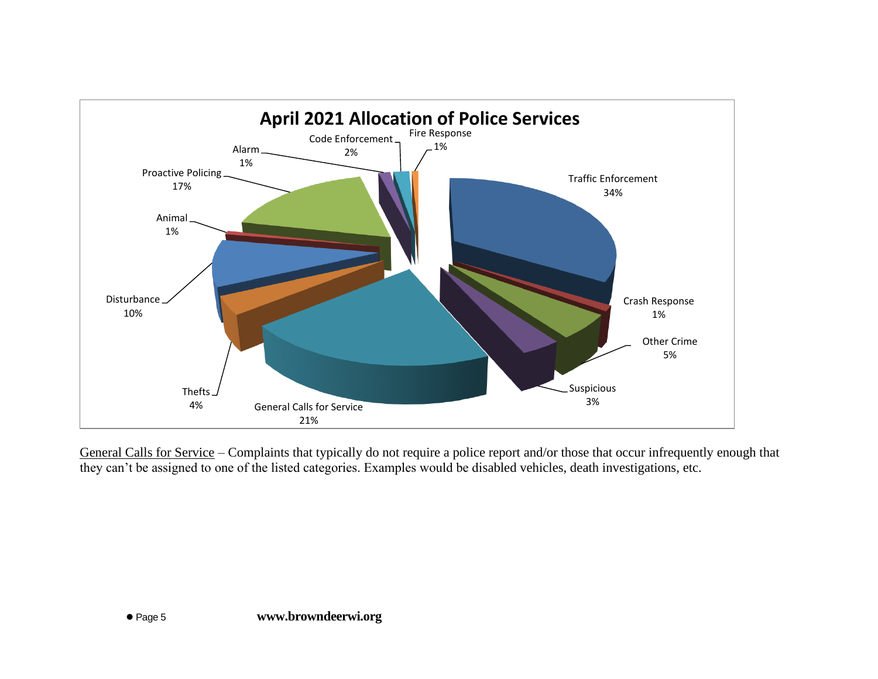## April 2021 Allocation of Police Services

| Category | Percentage |
| --- | --- |
| Traffic Enforcement | 34% |
| Crash Response | 1% |
| Other Crime | 5% |
| Suspicious | 3% |
| General Calls for Service | 21% |
| Thefts | 4% |
| Disturbance | 10% |
| Animal | 1% |
| Proactive Policing | 17% |
| Alarm | 1% |
| Code Enforcement | 2% |
| Fire Response | 1% |

General Calls for Service – Complaints that typically do not require a police report and/or those that occur infrequently enough that they can't be assigned to one of the listed categories. Examples would be disabled vehicles, death investigations, etc.

**www.browndeerwi.org**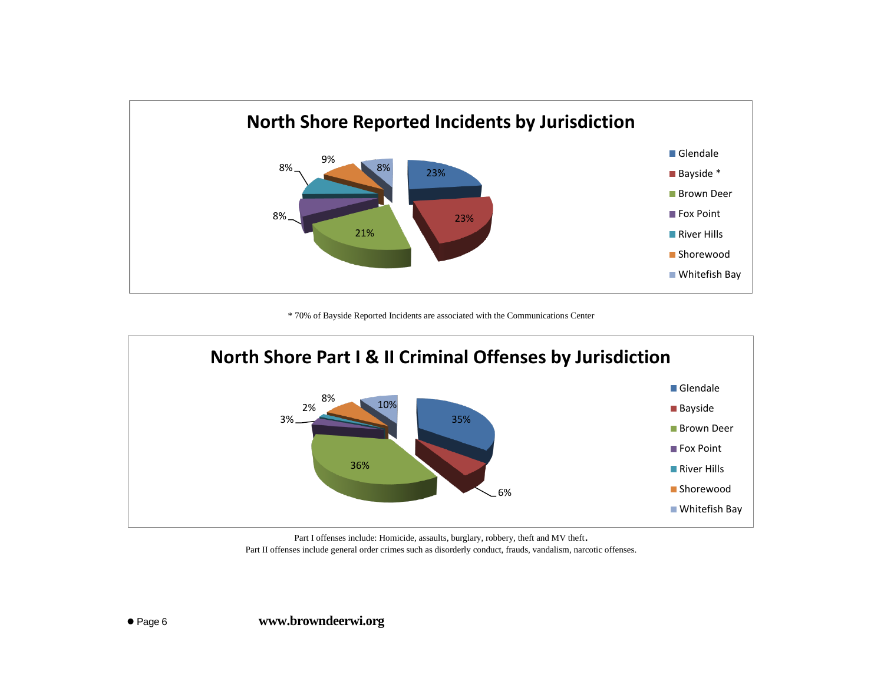## North Shore Reported Incidents by Jurisdiction

| Jurisdiction | Percent |
|---|---|
| Glendale | 23% |
| Bayside * | 23% |
| Brown Deer | 21% |
| Fox Point | 8% |
| River Hills | 8% |
| Shorewood | 9% |
| Whitefish Bay | 8% |

\* 70% of Bayside Reported Incidents are associated with the Communications Center

## North Shore Part I & II Criminal Offenses by Jurisdiction

| Jurisdiction | Percent |
|---|---|
| Glendale | 35% |
| Bayside | 6% |
| Brown Deer | 36% |
| Fox Point | 3% |
| River Hills | 2% |
| Shorewood | 8% |
| Whitefish Bay | 10% |

Part I offenses include: Homicide, assaults, burglary, robbery, theft and MV theft.
Part II offenses include general order crimes such as disorderly conduct, frauds, vandalism, narcotic offenses.

**www.browndeerwi.org**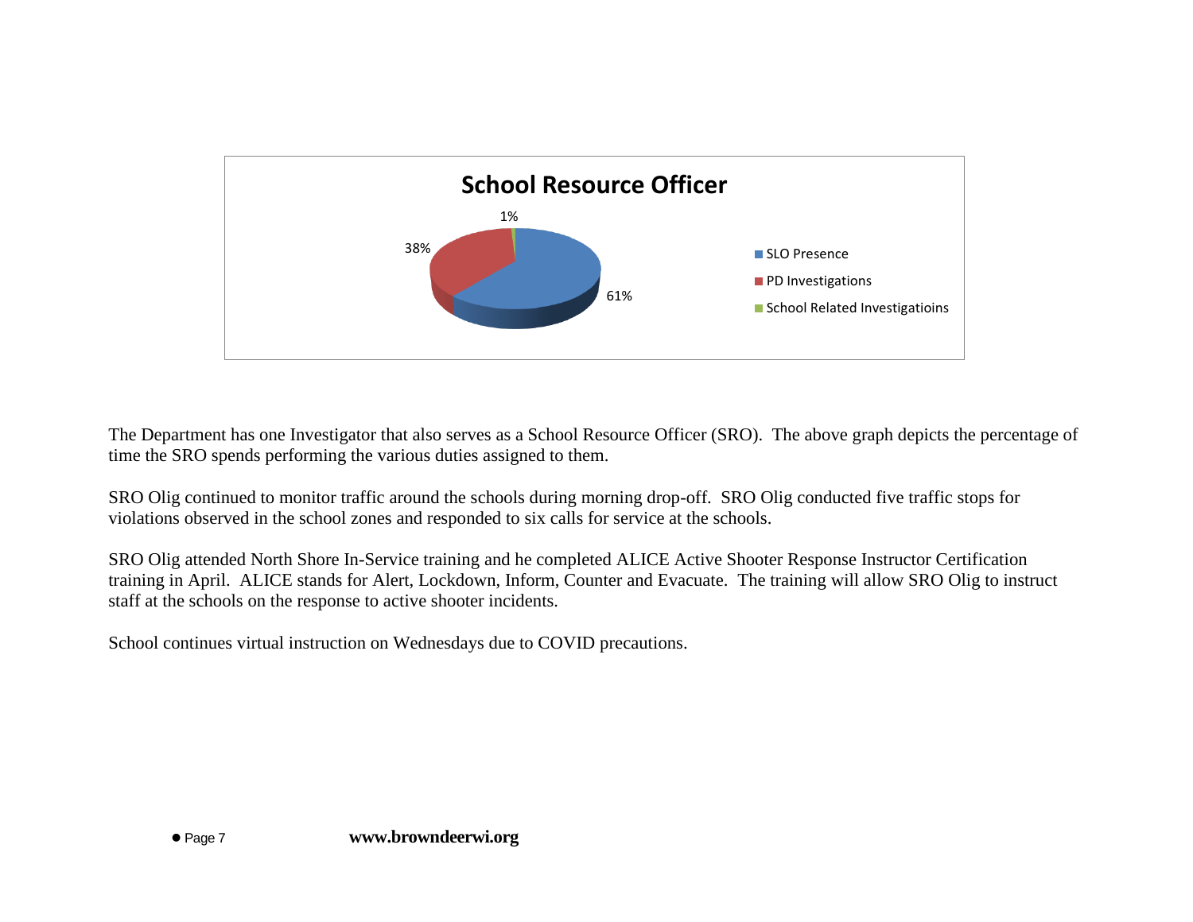School Resource Officer

1%

38%

61%

SLO Presence

PD Investigations

School Related Investigatioins

The Department has one Investigator that also serves as a School Resource Officer (SRO). The above graph depicts the percentage of time the SRO spends performing the various duties assigned to them.

SRO Olig continued to monitor traffic around the schools during morning drop-off. SRO Olig conducted five traffic stops for violations observed in the school zones and responded to six calls for service at the schools.

SRO Olig attended North Shore In-Service training and he completed ALICE Active Shooter Response Instructor Certification training in April. ALICE stands for Alert, Lockdown, Inform, Counter and Evacuate. The training will allow SRO Olig to instruct staff at the schools on the response to active shooter incidents.

School continues virtual instruction on Wednesdays due to COVID precautions.